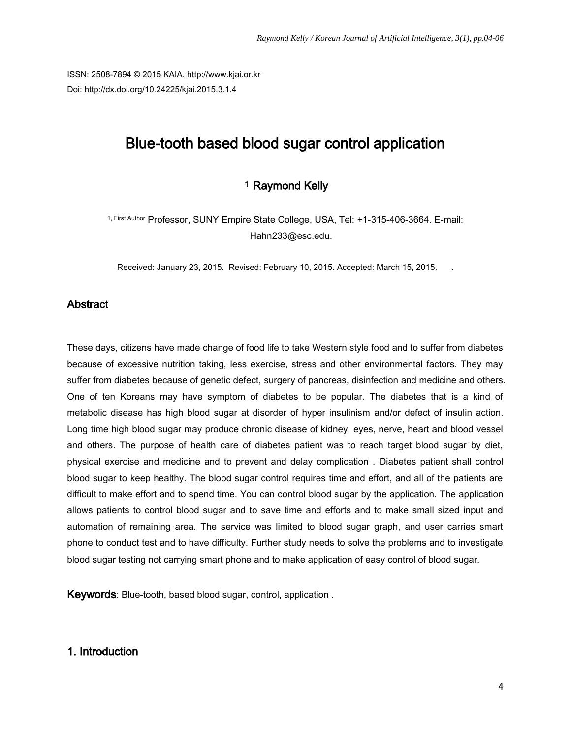ISSN: 2508-7894 © 2015 KAIA. http://www.kjai.or.kr
Doi: http://dx.doi.org/10.24225/kjai.2015.3.1.4

# Blue-tooth based blood sugar control application

[1] Raymond Kelly

[1, First Author] Professor, SUNY Empire State College, USA, Tel: +1-315-406-3664. E-mail: Hahn233@esc.edu.

Received: January 23, 2015. Revised: February 10, 2015. Accepted: March 15, 2015.

## Abstract

These days, citizens have made change of food life to take Western style food and to suffer from diabetes because of excessive nutrition taking, less exercise, stress and other environmental factors. They may suffer from diabetes because of genetic defect, surgery of pancreas, disinfection and medicine and others. One of ten Koreans may have symptom of diabetes to be popular. The diabetes that is a kind of metabolic disease has high blood sugar at disorder of hyper insulinism and/or defect of insulin action. Long time high blood sugar may produce chronic disease of kidney, eyes, nerve, heart and blood vessel and others. The purpose of health care of diabetes patient was to reach target blood sugar by diet, physical exercise and medicine and to prevent and delay complication . Diabetes patient shall control blood sugar to keep healthy. The blood sugar control requires time and effort, and all of the patients are difficult to make effort and to spend time. You can control blood sugar by the application. The application allows patients to control blood sugar and to save time and efforts and to make small sized input and automation of remaining area. The service was limited to blood sugar graph, and user carries smart phone to conduct test and to have difficulty. Further study needs to solve the problems and to investigate blood sugar testing not carrying smart phone and to make application of easy control of blood sugar.

**Keywords**: Blue-tooth, based blood sugar, control, application .

## 1. Introduction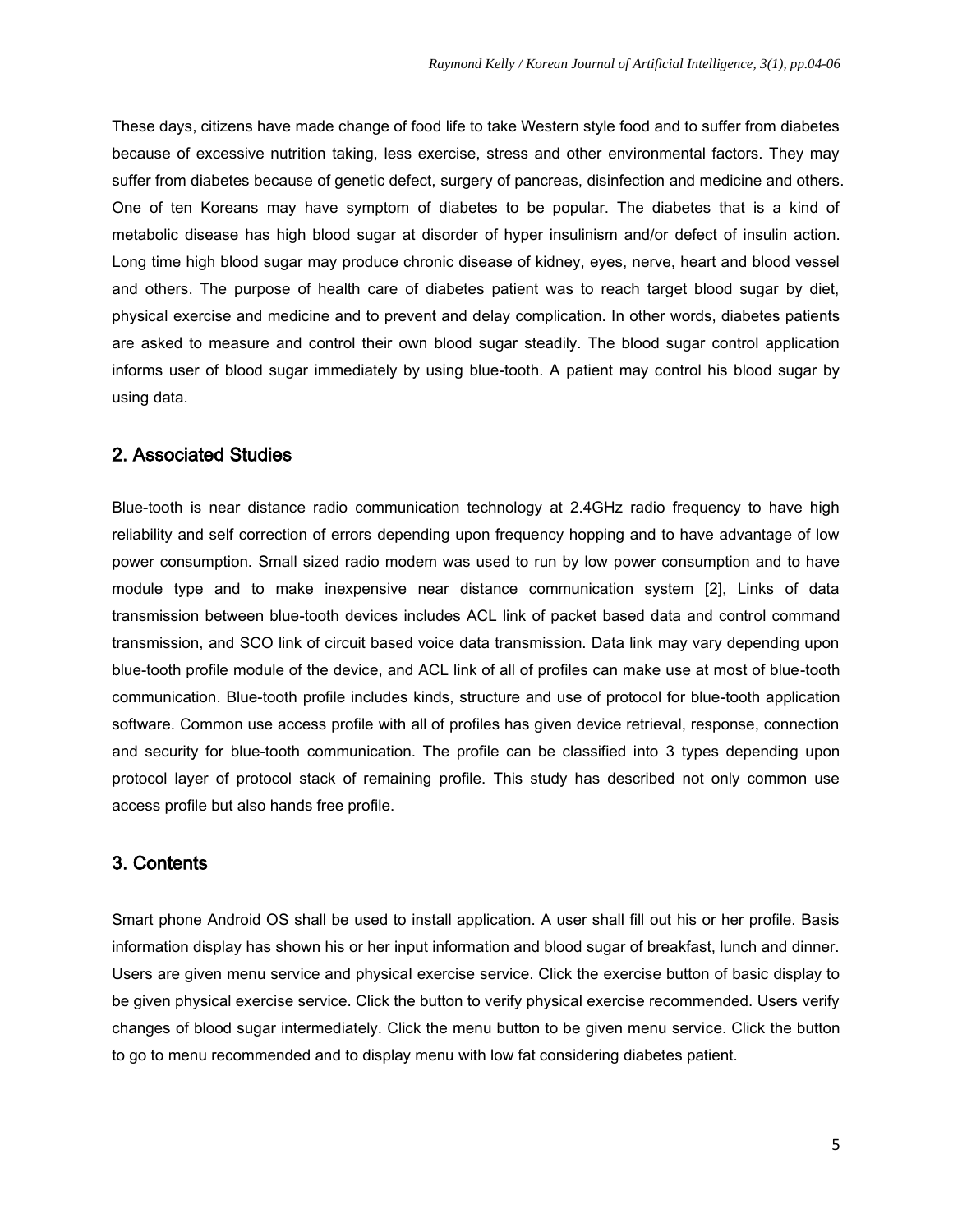These days, citizens have made change of food life to take Western style food and to suffer from diabetes because of excessive nutrition taking, less exercise, stress and other environmental factors. They may suffer from diabetes because of genetic defect, surgery of pancreas, disinfection and medicine and others. One of ten Koreans may have symptom of diabetes to be popular. The diabetes that is a kind of metabolic disease has high blood sugar at disorder of hyper insulinism and/or defect of insulin action. Long time high blood sugar may produce chronic disease of kidney, eyes, nerve, heart and blood vessel and others. The purpose of health care of diabetes patient was to reach target blood sugar by diet, physical exercise and medicine and to prevent and delay complication. In other words, diabetes patients are asked to measure and control their own blood sugar steadily. The blood sugar control application informs user of blood sugar immediately by using blue-tooth. A patient may control his blood sugar by using data.

## 2. Associated Studies

Blue-tooth is near distance radio communication technology at 2.4GHz radio frequency to have high reliability and self correction of errors depending upon frequency hopping and to have advantage of low power consumption. Small sized radio modem was used to run by low power consumption and to have module type and to make inexpensive near distance communication system [2], Links of data transmission between blue-tooth devices includes ACL link of packet based data and control command transmission, and SCO link of circuit based voice data transmission. Data link may vary depending upon blue-tooth profile module of the device, and ACL link of all of profiles can make use at most of blue-tooth communication. Blue-tooth profile includes kinds, structure and use of protocol for blue-tooth application software. Common use access profile with all of profiles has given device retrieval, response, connection and security for blue-tooth communication. The profile can be classified into 3 types depending upon protocol layer of protocol stack of remaining profile. This study has described not only common use access profile but also hands free profile.

## 3. Contents

Smart phone Android OS shall be used to install application. A user shall fill out his or her profile. Basis information display has shown his or her input information and blood sugar of breakfast, lunch and dinner. Users are given menu service and physical exercise service. Click the exercise button of basic display to be given physical exercise service. Click the button to verify physical exercise recommended. Users verify changes of blood sugar intermediately. Click the menu button to be given menu service. Click the button to go to menu recommended and to display menu with low fat considering diabetes patient.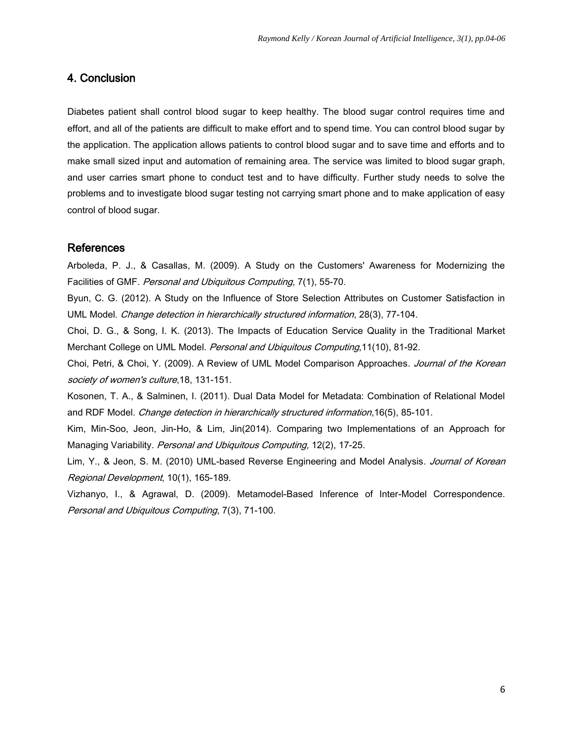## 4. Conclusion

Diabetes patient shall control blood sugar to keep healthy. The blood sugar control requires time and effort, and all of the patients are difficult to make effort and to spend time. You can control blood sugar by the application. The application allows patients to control blood sugar and to save time and efforts and to make small sized input and automation of remaining area. The service was limited to blood sugar graph, and user carries smart phone to conduct test and to have difficulty. Further study needs to solve the problems and to investigate blood sugar testing not carrying smart phone and to make application of easy control of blood sugar.

## References

Arboleda, P. J., & Casallas, M. (2009). A Study on the Customers' Awareness for Modernizing the Facilities of GMF. *Personal and Ubiquitous Computing*, 7(1), 55-70.

Byun, C. G. (2012). A Study on the Influence of Store Selection Attributes on Customer Satisfaction in UML Model. *Change detection in hierarchically structured information*, 28(3), 77-104.

Choi, D. G., & Song, I. K. (2013). The Impacts of Education Service Quality in the Traditional Market Merchant College on UML Model. *Personal and Ubiquitous Computing*,11(10), 81-92.

Choi, Petri, & Choi, Y. (2009). A Review of UML Model Comparison Approaches. *Journal of the Korean society of women's culture*,18, 131-151.

Kosonen, T. A., & Salminen, I. (2011). Dual Data Model for Metadata: Combination of Relational Model and RDF Model. *Change detection in hierarchically structured information*,16(5), 85-101.

Kim, Min-Soo, Jeon, Jin-Ho, & Lim, Jin(2014). Comparing two Implementations of an Approach for Managing Variability. *Personal and Ubiquitous Computing,* 12(2), 17-25.

Lim, Y., & Jeon, S. M. (2010) UML-based Reverse Engineering and Model Analysis. *Journal of Korean Regional Development*, 10(1), 165-189.

Vizhanyo, I., & Agrawal, D. (2009). Metamodel-Based Inference of Inter-Model Correspondence. *Personal and Ubiquitous Computing*, 7(3), 71-100.